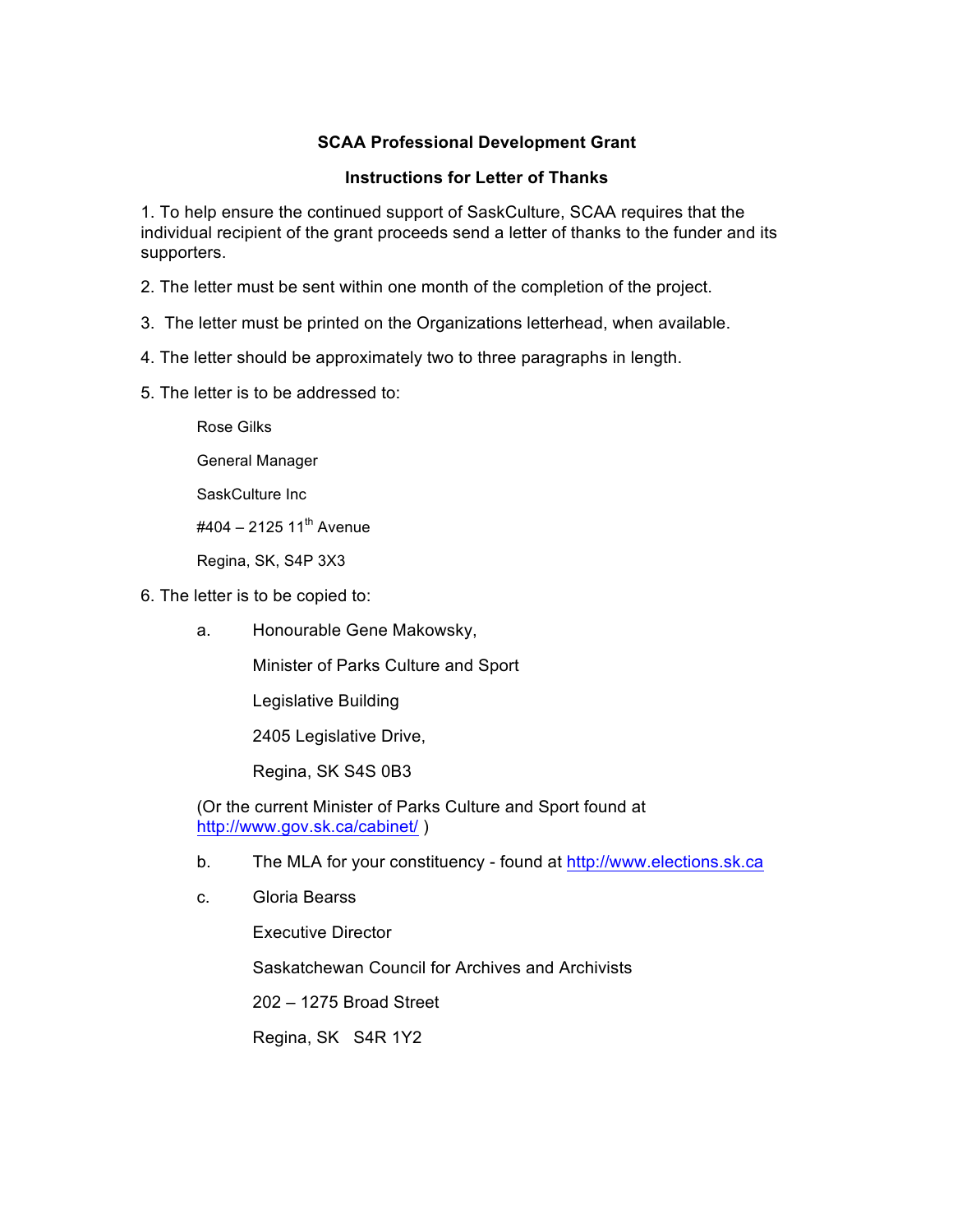**SCAA Professional Development Grant**

**Instructions for Letter of Thanks**

1. To help ensure the continued support of SaskCulture, SCAA requires that the individual recipient of the grant proceeds send a letter of thanks to the funder and its supporters.

2. The letter must be sent within one month of the completion of the project.

3. The letter must be printed on the Organizations letterhead, when available.

4. The letter should be approximately two to three paragraphs in length.

5. The letter is to be addressed to:

   Rose Gilks

   General Manager

   SaskCulture Inc

   #404 – 2125 11th Avenue

   Regina, SK, S4P 3X3

6. The letter is to be copied to:

   a. Honourable Gene Makowsky,

      Minister of Parks Culture and Sport

      Legislative Building

      2405 Legislative Drive,

      Regina, SK S4S 0B3

   (Or the current Minister of Parks Culture and Sport found at http://www.gov.sk.ca/cabinet/ )

   b. The MLA for your constituency - found at http://www.elections.sk.ca

   c. Gloria Bearss

      Executive Director

      Saskatchewan Council for Archives and Archivists

      202 – 1275 Broad Street

      Regina, SK S4R 1Y2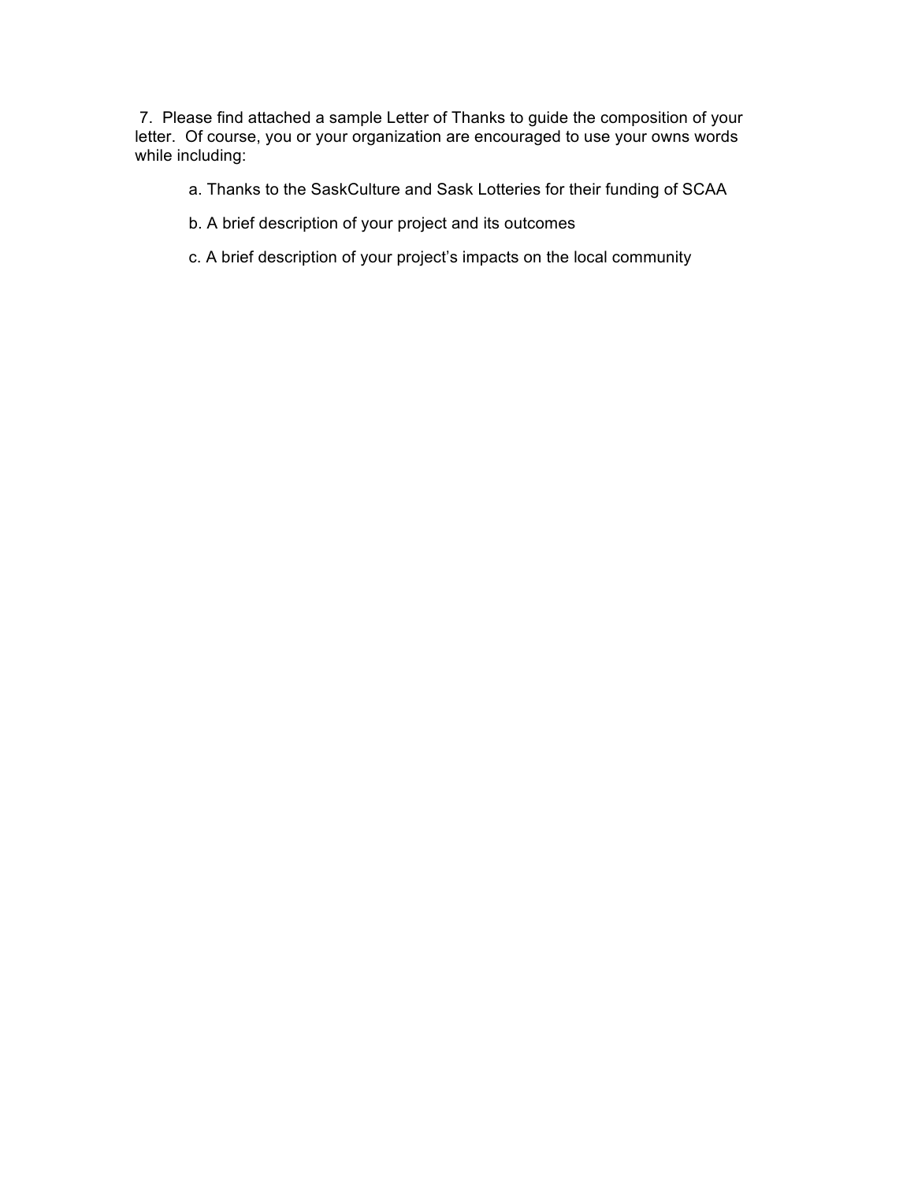7. Please find attached a sample Letter of Thanks to guide the composition of your letter. Of course, you or your organization are encouraged to use your owns words while including:

   a. Thanks to the SaskCulture and Sask Lotteries for their funding of SCAA

   b. A brief description of your project and its outcomes

   c. A brief description of your project's impacts on the local community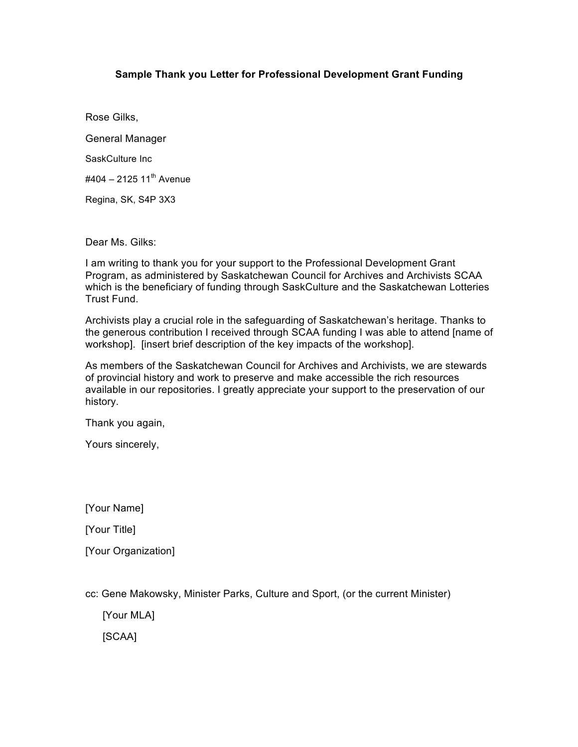**Sample Thank you Letter for Professional Development Grant Funding**

Rose Gilks,

General Manager

SaskCulture Inc

#404 – 2125 11th Avenue

Regina, SK, S4P 3X3

Dear Ms. Gilks:

I am writing to thank you for your support to the Professional Development Grant Program, as administered by Saskatchewan Council for Archives and Archivists SCAA which is the beneficiary of funding through SaskCulture and the Saskatchewan Lotteries Trust Fund.

Archivists play a crucial role in the safeguarding of Saskatchewan's heritage. Thanks to the generous contribution I received through SCAA funding I was able to attend [name of workshop]. [insert brief description of the key impacts of the workshop].

As members of the Saskatchewan Council for Archives and Archivists, we are stewards of provincial history and work to preserve and make accessible the rich resources available in our repositories. I greatly appreciate your support to the preservation of our history.

Thank you again,

Yours sincerely,

[Your Name]

[Your Title]

[Your Organization]

cc: Gene Makowsky, Minister Parks, Culture and Sport, (or the current Minister)

[Your MLA]

[SCAA]